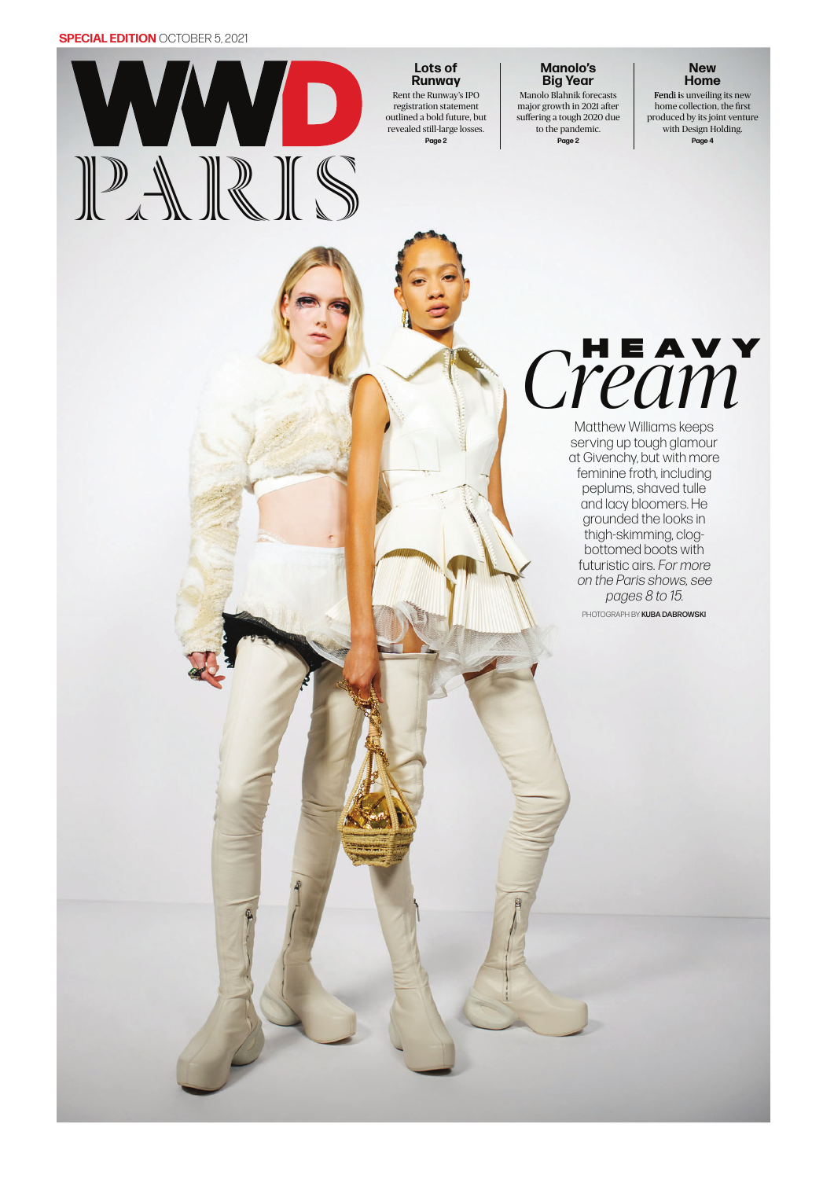**SPECIAL EDITION** OCTOBER 5, 2021

# WWD PARIS

### Lots of Runway

Rent the Runway's IPO registration statement outlined a bold future, but revealed still-large losses.

**Page 2**

### Manolo's Big Year

Manolo Blahnik forecasts major growth in 2021 after suffering a tough 2020 due to the pandemic.

**Page 2**

### New Home

**Fendi** is unveiling its new home collection, the first produced by its joint venture with Design Holding.

**Page 4**

## HEAVY *Cream*

Matthew Williams keeps serving up tough glamour at Givenchy, but with more feminine froth, including peplums, shaved tulle and lacy bloomers. He grounded the looks in thigh-skimming, clog-bottomed boots with futuristic airs. *For more on the Paris shows, see pages 8 to 15.*

PHOTOGRAPH BY **KUBA DABROWSKI**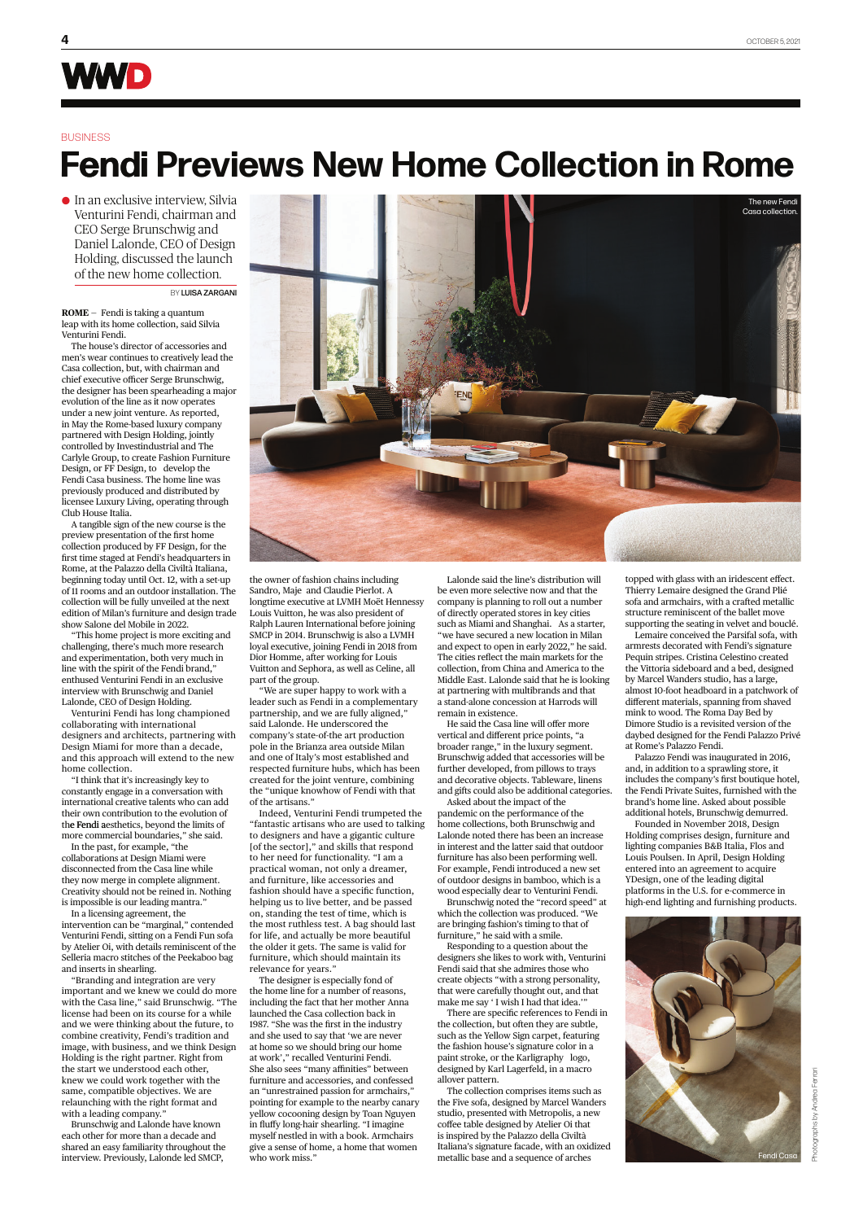BUSINESS

# Fendi Previews New Home Collection in Rome

- In an exclusive interview, Silvia Venturini Fendi, chairman and CEO Serge Brunschwig and Daniel Lalonde, CEO of Design Holding, discussed the launch of the new home collection.

BY LUISA ZARGANI

The new Fendi Casa collection.

**ROME** – Fendi is taking a quantum leap with its home collection, said Silvia Venturini Fendi.

The house's director of accessories and men's wear continues to creatively lead the Casa collection, but, with chairman and chief executive officer Serge Brunschwig, the designer has been spearheading a major evolution of the line as it now operates under a new joint venture. As reported, in May the Rome-based luxury company partnered with Design Holding, jointly controlled by Investindustrial and The Carlyle Group, to create Fashion Furniture Design, or FF Design, to develop the Fendi Casa business. The home line was previously produced and distributed by licensee Luxury Living, operating through Club House Italia.

A tangible sign of the new course is the preview presentation of the first home collection produced by FF Design, for the first time staged at Fendi's headquarters in Rome, at the Palazzo della Civiltà Italiana, beginning today until Oct. 12, with a set-up of 11 rooms and an outdoor installation. The collection will be fully unveiled at the next edition of Milan's furniture and design trade show Salone del Mobile in 2022.

"This home project is more exciting and challenging, there's much more research and experimentation, both very much in line with the spirit of the Fendi brand," enthused Venturini Fendi in an exclusive interview with Brunschwig and Daniel Lalonde, CEO of Design Holding.

Venturini Fendi has long championed collaborating with international designers and architects, partnering with Design Miami for more than a decade, and this approach will extend to the new home collection.

"I think that it's increasingly key to constantly engage in a conversation with international creative talents who can add their own contribution to the evolution of the Fendi aesthetics, beyond the limits of more commercial boundaries," she said.

In the past, for example, "the collaborations at Design Miami were disconnected from the Casa line while they now merge in complete alignment. Creativity should not be reined in. Nothing is impossible is our leading mantra."

In a licensing agreement, the intervention can be "marginal," contended Venturini Fendi, sitting on a Fendi Fun sofa by Atelier Oï, with details reminiscent of the Selleria macro stitches of the Peekaboo bag and inserts in shearling.

"Branding and integration are very important and we knew we could do more with the Casa line," said Brunschwig. "The license had been on its course for a while and we were thinking about the future, to combine creativity, Fendi's tradition and image, with business, and we think Design Holding is the right partner. Right from the start we understood each other, knew we could work together with the same, compatible objectives. We are relaunching with the right format and with a leading company."

Brunschwig and Lalonde have known each other for more than a decade and shared an easy familiarity throughout the interview. Previously, Lalonde led SMCP, the owner of fashion chains including Sandro, Maje and Claudie Pierlot. A longtime executive at LVMH Moët Hennessy Louis Vuitton, he was also president of Ralph Lauren International before joining SMCP in 2014. Brunschwig is also a LVMH loyal executive, joining Fendi in 2018 from Dior Homme, after working for Louis Vuitton and Sephora, as well as Celine, all part of the group.

"We are super happy to work with a leader such as Fendi in a complementary partnership, and we are fully aligned," said Lalonde. He underscored the company's state-of-the art production pole in the Brianza area outside Milan and one of Italy's most established and respected furniture hubs, which has been created for the joint venture, combining the "unique knowhow of Fendi with that of the artisans."

Indeed, Venturini Fendi trumpeted the "fantastic artisans who are used to talking to designers and have a gigantic culture [of the sector]," and skills that respond to her need for functionality. "I am a practical woman, not only a dreamer, and furniture, like accessories and fashion should have a specific function, helping us to live better, and be passed on, standing the test of time, which is the most ruthless test. A bag should last for life, and actually be more beautiful the older it gets. The same is valid for furniture, which should maintain its relevance for years."

The designer is especially fond of the home line for a number of reasons, including the fact that her mother Anna launched the Casa collection back in 1987. "She was the first in the industry and she used to say that 'we are never at home so we should bring our home at work'," recalled Venturini Fendi. She also sees "many affinities" between furniture and accessories, and confessed an "unrestrained passion for armchairs," pointing for example to the nearby canary yellow cocooning design by Toan Nguyen in fluffy long-hair shearling. "I imagine myself nestled in with a book. Armchairs give a sense of home, a home that women who work miss."

Lalonde said the line's distribution will be even more selective now and that the company is planning to roll out a number of directly operated stores in key cities such as Miami and Shanghai. As a starter, "we have secured a new location in Milan and expect to open in early 2022," he said. The cities reflect the main markets for the collection, from China and America to the Middle East. Lalonde said that he is looking at partnering with multibrands and that a stand-alone concession at Harrods will remain in existence.

He said the Casa line will offer more vertical and different price points, "a broader range," in the luxury segment. Brunschwig added that accessories will be further developed, from pillows to trays and decorative objects. Tableware, linens and gifts could also be additional categories.

Asked about the impact of the pandemic on the performance of the home collections, both Brunschwig and Lalonde noted there has been an increase in interest and the latter said that outdoor furniture has also been performing well. For example, Fendi introduced a new set of outdoor designs in bamboo, which is a wood especially dear to Venturini Fendi.

Brunschwig noted the "record speed" at which the collection was produced. "We are bringing fashion's timing to that of furniture," he said with a smile.

Responding to a question about the designers she likes to work with, Venturini Fendi said that she admires those who create objects "with a strong personality, that were carefully thought out, and that make me say ' I wish I had that idea.'"

There are specific references to Fendi in the collection, but often they are subtle, such as the Yellow Sign carpet, featuring the fashion house's signature color in a paint stroke, or the Karligraphy logo, designed by Karl Lagerfeld, in a macro allover pattern.

The collection comprises items such as the Five sofa, designed by Marcel Wanders studio, presented with Metropolis, a new coffee table designed by Atelier Oï that is inspired by the Palazzo della Civiltà Italiana's signature facade, with an oxidized metallic base and a sequence of arches topped with glass with an iridescent effect. Thierry Lemaire designed the Grand Plié sofa and armchairs, with a crafted metallic structure reminiscent of the ballet move supporting the seating in velvet and bouclé.

Lemaire conceived the Parsifal sofa, with armrests decorated with Fendi's signature Pequin stripes. Cristina Celestino created the Vittoria sideboard and a bed, designed by Marcel Wanders studio, has a large, almost 10-foot headboard in a patchwork of different materials, spanning from shaved mink to wood. The Roma Day Bed by Dimore Studio is a revisited version of the daybed designed for the Fendi Palazzo Privé at Rome's Palazzo Fendi.

Palazzo Fendi was inaugurated in 2016, and, in addition to a sprawling store, it includes the company's first boutique hotel, the Fendi Private Suites, furnished with the brand's home line. Asked about possible additional hotels, Brunschwig demurred.

Founded in November 2018, Design Holding comprises design, furniture and lighting companies B&B Italia, Flos and Louis Poulsen. In April, Design Holding entered into an agreement to acquire YDesign, one of the leading digital platforms in the U.S. for e-commerce in high-end lighting and furnishing products.

Fendi Casa

Photographs by Andrea Ferrari